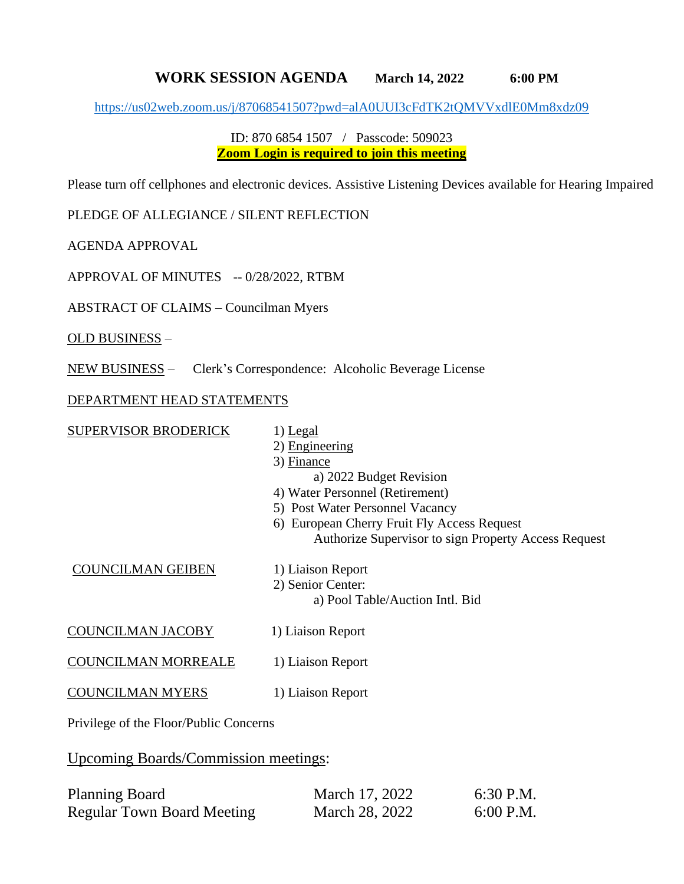# WORK SESSION AGENDA **March 14, 2022** **6:00 PM**

https://us02web.zoom.us/j/87068541507?pwd=alA0UUI3cFdTK2tQMVVxdlE0Mm8xdz09

ID: 870 6854 1507 / Passcode: 509023

**Zoom Login is required to join this meeting**

Please turn off cellphones and electronic devices. Assistive Listening Devices available for Hearing Impaired

PLEDGE OF ALLEGIANCE / SILENT REFLECTION

AGENDA APPROVAL

APPROVAL OF MINUTES -- 0/28/2022, RTBM

ABSTRACT OF CLAIMS – Councilman Myers

OLD BUSINESS –

NEW BUSINESS – Clerk's Correspondence: Alcoholic Beverage License

DEPARTMENT HEAD STATEMENTS

SUPERVISOR BRODERICK
1) Legal
2) Engineering
3) Finance
   a) 2022 Budget Revision
4) Water Personnel (Retirement)
5) Post Water Personnel Vacancy
6) European Cherry Fruit Fly Access Request
   Authorize Supervisor to sign Property Access Request

COUNCILMAN GEIBEN
1) Liaison Report
2) Senior Center:
   a) Pool Table/Auction Intl. Bid

COUNCILMAN JACOBY
1) Liaison Report

COUNCILMAN MORREALE
1) Liaison Report

COUNCILMAN MYERS
1) Liaison Report

Privilege of the Floor/Public Concerns

Upcoming Boards/Commission meetings:

| | | |
|---|---|---|
| Planning Board | March 17, 2022 | 6:30 P.M. |
| Regular Town Board Meeting | March 28, 2022 | 6:00 P.M. |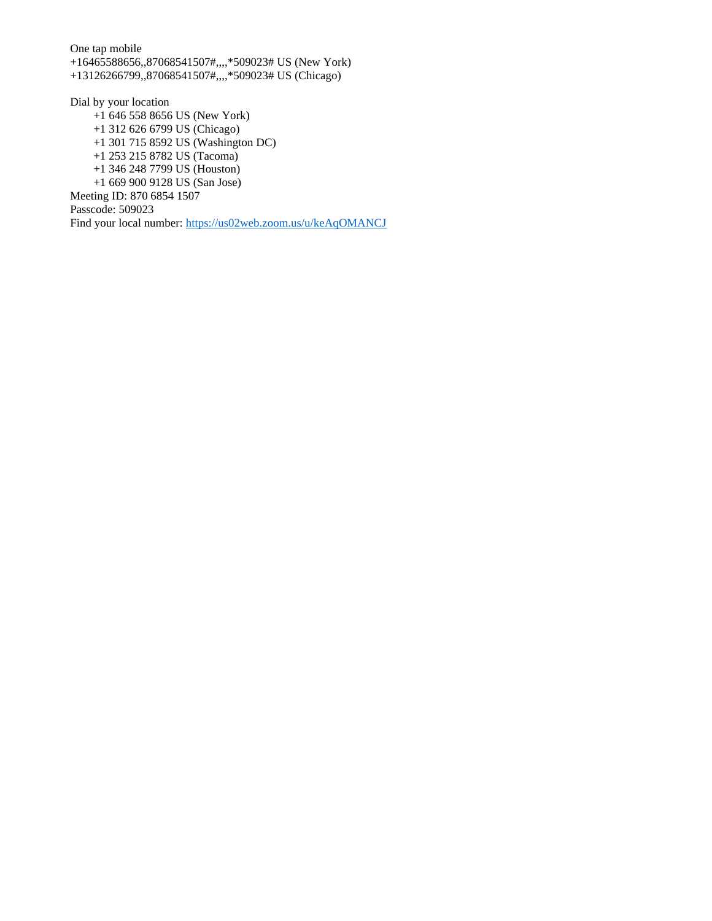One tap mobile
+16465588656,,87068541507#,,,,*509023# US (New York)
+13126266799,,87068541507#,,,,*509023# US (Chicago)

Dial by your location

- +1 646 558 8656 US (New York)
- +1 312 626 6799 US (Chicago)
- +1 301 715 8592 US (Washington DC)
- +1 253 215 8782 US (Tacoma)
- +1 346 248 7799 US (Houston)
- +1 669 900 9128 US (San Jose)

Meeting ID: 870 6854 1507
Passcode: 509023
Find your local number: [https://us02web.zoom.us/u/keAqOMANCJ](https://us02web.zoom.us/u/keAqOMANCJ)